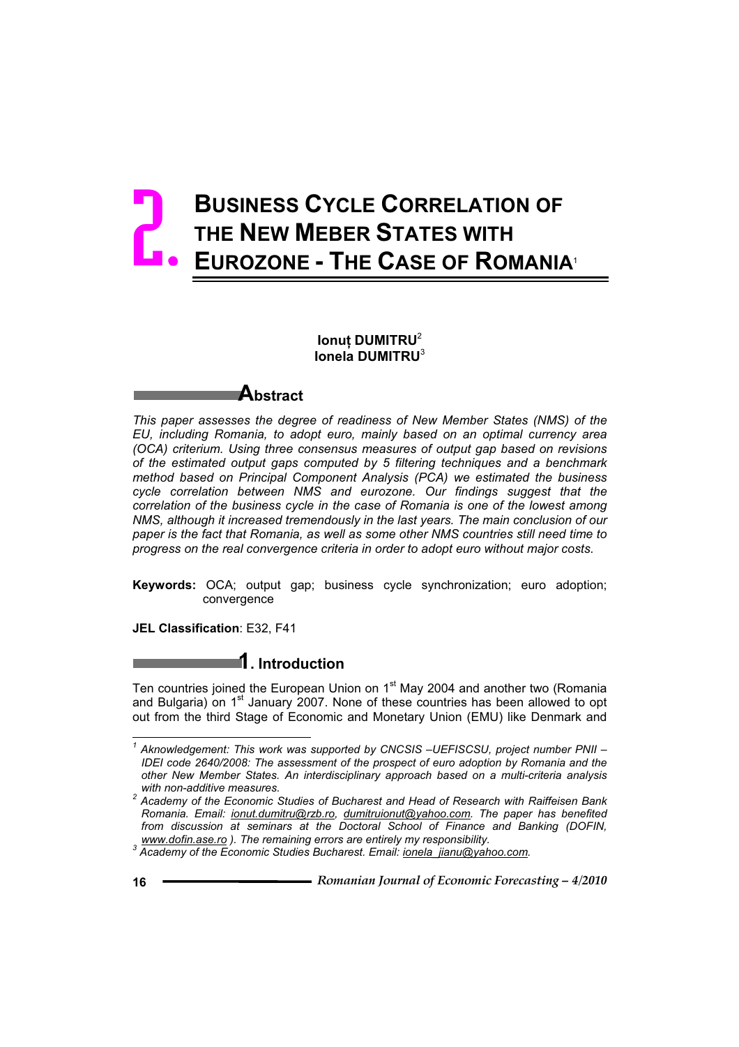# 2. BUSINESS CYCLE CORRELATION OF THE NEW MEBER STATES WITH EUROZONE - THE CASE OF ROMANIA[1]

**Ionuț DUMITRU**[2]
**Ionela DUMITRU**[3]

## Abstract

*This paper assesses the degree of readiness of New Member States (NMS) of the EU, including Romania, to adopt euro, mainly based on an optimal currency area (OCA) criterium. Using three consensus measures of output gap based on revisions of the estimated output gaps computed by 5 filtering techniques and a benchmark method based on Principal Component Analysis (PCA) we estimated the business cycle correlation between NMS and eurozone. Our findings suggest that the correlation of the business cycle in the case of Romania is one of the lowest among NMS, although it increased tremendously in the last years. The main conclusion of our paper is the fact that Romania, as well as some other NMS countries still need time to progress on the real convergence criteria in order to adopt euro without major costs.*

**Keywords:** OCA; output gap; business cycle synchronization; euro adoption; convergence

**JEL Classification**: E32, F41

## 1. Introduction

Ten countries joined the European Union on 1st May 2004 and another two (Romania and Bulgaria) on 1st January 2007. None of these countries has been allowed to opt out from the third Stage of Economic and Monetary Union (EMU) like Denmark and

---

[1] *Acknowledgement: This work was supported by CNCSIS –UEFISCSU, project number PNII – IDEI code 2640/2008: The assessment of the prospect of euro adoption by Romania and the other New Member States. An interdisciplinary approach based on a multi-criteria analysis with non-additive measures.*

[2] *Academy of the Economic Studies of Bucharest and Head of Research with Raiffeisen Bank Romania. Email: ionut.dumitru@rzb.ro, dumitruionut@yahoo.com. The paper has benefited from discussion at seminars at the Doctoral School of Finance and Banking (DOFIN, www.dofin.ase.ro ). The remaining errors are entirely my responsibility.*

[3] *Academy of the Economic Studies Bucharest. Email: ionela_jianu@yahoo.com.*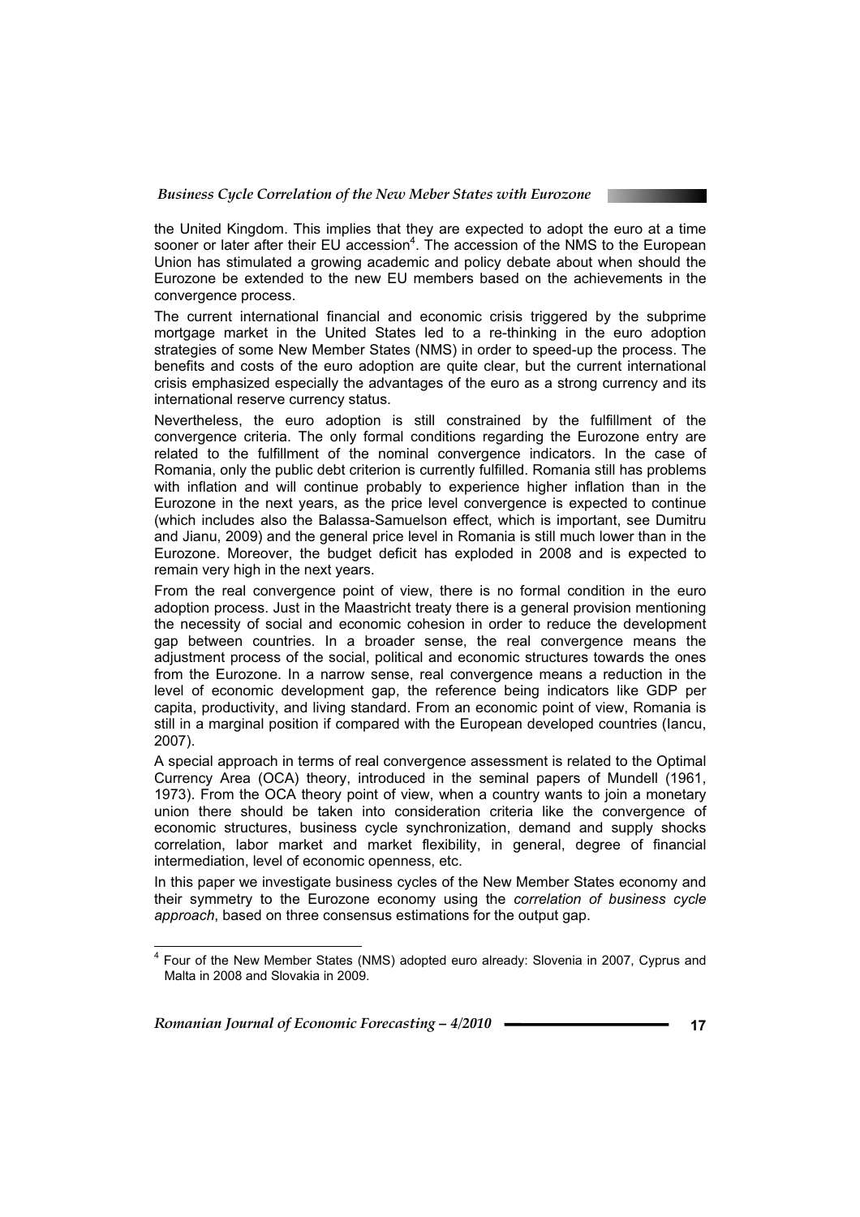the United Kingdom. This implies that they are expected to adopt the euro at a time sooner or later after their EU accession[4]. The accession of the NMS to the European Union has stimulated a growing academic and policy debate about when should the Eurozone be extended to the new EU members based on the achievements in the convergence process.

The current international financial and economic crisis triggered by the subprime mortgage market in the United States led to a re-thinking in the euro adoption strategies of some New Member States (NMS) in order to speed-up the process. The benefits and costs of the euro adoption are quite clear, but the current international crisis emphasized especially the advantages of the euro as a strong currency and its international reserve currency status.

Nevertheless, the euro adoption is still constrained by the fulfillment of the convergence criteria. The only formal conditions regarding the Eurozone entry are related to the fulfillment of the nominal convergence indicators. In the case of Romania, only the public debt criterion is currently fulfilled. Romania still has problems with inflation and will continue probably to experience higher inflation than in the Eurozone in the next years, as the price level convergence is expected to continue (which includes also the Balassa-Samuelson effect, which is important, see Dumitru and Jianu, 2009) and the general price level in Romania is still much lower than in the Eurozone. Moreover, the budget deficit has exploded in 2008 and is expected to remain very high in the next years.

From the real convergence point of view, there is no formal condition in the euro adoption process. Just in the Maastricht treaty there is a general provision mentioning the necessity of social and economic cohesion in order to reduce the development gap between countries. In a broader sense, the real convergence means the adjustment process of the social, political and economic structures towards the ones from the Eurozone. In a narrow sense, real convergence means a reduction in the level of economic development gap, the reference being indicators like GDP per capita, productivity, and living standard. From an economic point of view, Romania is still in a marginal position if compared with the European developed countries (Iancu, 2007).

A special approach in terms of real convergence assessment is related to the Optimal Currency Area (OCA) theory, introduced in the seminal papers of Mundell (1961, 1973). From the OCA theory point of view, when a country wants to join a monetary union there should be taken into consideration criteria like the convergence of economic structures, business cycle synchronization, demand and supply shocks correlation, labor market and market flexibility, in general, degree of financial intermediation, level of economic openness, etc.

In this paper we investigate business cycles of the New Member States economy and their symmetry to the Eurozone economy using the *correlation of business cycle approach*, based on three consensus estimations for the output gap.

[4] Four of the New Member States (NMS) adopted euro already: Slovenia in 2007, Cyprus and Malta in 2008 and Slovakia in 2009.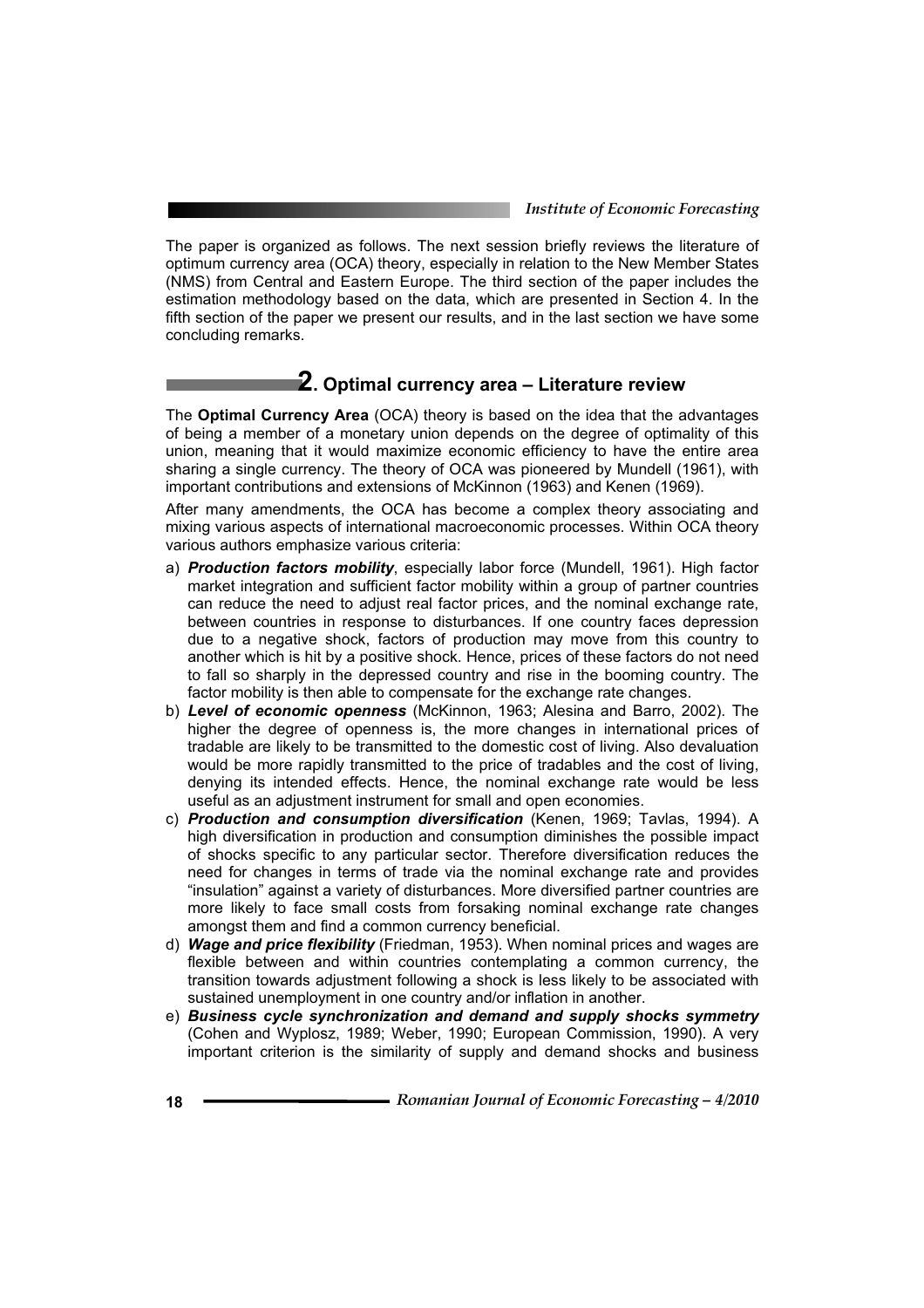The paper is organized as follows. The next session briefly reviews the literature of optimum currency area (OCA) theory, especially in relation to the New Member States (NMS) from Central and Eastern Europe. The third section of the paper includes the estimation methodology based on the data, which are presented in Section 4. In the fifth section of the paper we present our results, and in the last section we have some concluding remarks.

## 2. Optimal currency area – Literature review

The **Optimal Currency Area** (OCA) theory is based on the idea that the advantages of being a member of a monetary union depends on the degree of optimality of this union, meaning that it would maximize economic efficiency to have the entire area sharing a single currency. The theory of OCA was pioneered by Mundell (1961), with important contributions and extensions of McKinnon (1963) and Kenen (1969).

After many amendments, the OCA has become a complex theory associating and mixing various aspects of international macroeconomic processes. Within OCA theory various authors emphasize various criteria:

a) ***Production factors mobility***, especially labor force (Mundell, 1961). High factor market integration and sufficient factor mobility within a group of partner countries can reduce the need to adjust real factor prices, and the nominal exchange rate, between countries in response to disturbances. If one country faces depression due to a negative shock, factors of production may move from this country to another which is hit by a positive shock. Hence, prices of these factors do not need to fall so sharply in the depressed country and rise in the booming country. The factor mobility is then able to compensate for the exchange rate changes.
b) ***Level of economic openness*** (McKinnon, 1963; Alesina and Barro, 2002). The higher the degree of openness is, the more changes in international prices of tradable are likely to be transmitted to the domestic cost of living. Also devaluation would be more rapidly transmitted to the price of tradables and the cost of living, denying its intended effects. Hence, the nominal exchange rate would be less useful as an adjustment instrument for small and open economies.
c) ***Production and consumption diversification*** (Kenen, 1969; Tavlas, 1994). A high diversification in production and consumption diminishes the possible impact of shocks specific to any particular sector. Therefore diversification reduces the need for changes in terms of trade via the nominal exchange rate and provides "insulation" against a variety of disturbances. More diversified partner countries are more likely to face small costs from forsaking nominal exchange rate changes amongst them and find a common currency beneficial.
d) ***Wage and price flexibility*** (Friedman, 1953). When nominal prices and wages are flexible between and within countries contemplating a common currency, the transition towards adjustment following a shock is less likely to be associated with sustained unemployment in one country and/or inflation in another.
e) ***Business cycle synchronization and demand and supply shocks symmetry*** (Cohen and Wyplosz, 1989; Weber, 1990; European Commission, 1990). A very important criterion is the similarity of supply and demand shocks and business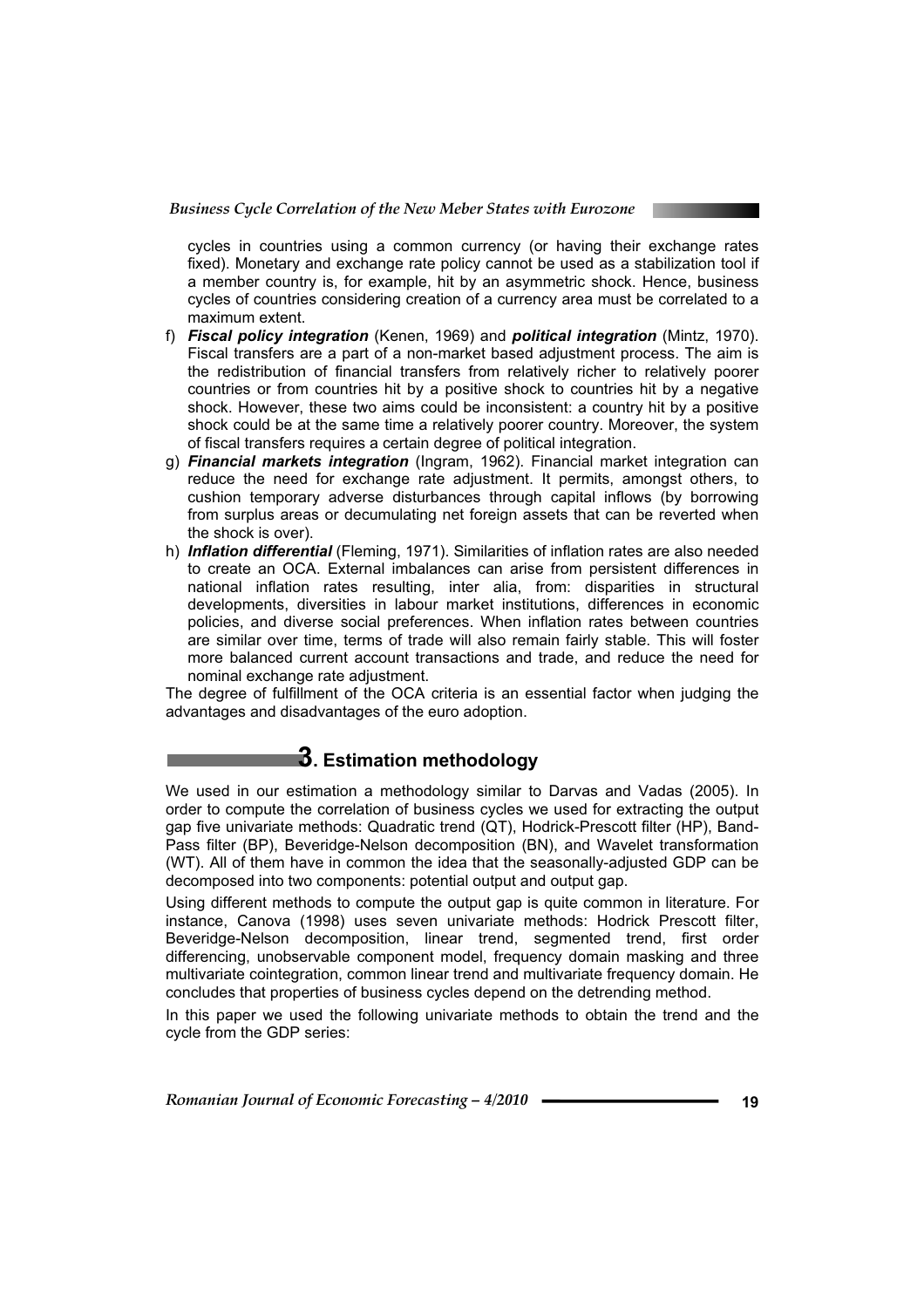cycles in countries using a common currency (or having their exchange rates fixed). Monetary and exchange rate policy cannot be used as a stabilization tool if a member country is, for example, hit by an asymmetric shock. Hence, business cycles of countries considering creation of a currency area must be correlated to a maximum extent.

f) ***Fiscal policy integration*** (Kenen, 1969) and ***political integration*** (Mintz, 1970). Fiscal transfers are a part of a non-market based adjustment process. The aim is the redistribution of financial transfers from relatively richer to relatively poorer countries or from countries hit by a positive shock to countries hit by a negative shock. However, these two aims could be inconsistent: a country hit by a positive shock could be at the same time a relatively poorer country. Moreover, the system of fiscal transfers requires a certain degree of political integration.
g) ***Financial markets integration*** (Ingram, 1962). Financial market integration can reduce the need for exchange rate adjustment. It permits, amongst others, to cushion temporary adverse disturbances through capital inflows (by borrowing from surplus areas or decumulating net foreign assets that can be reverted when the shock is over).
h) ***Inflation differential*** (Fleming, 1971). Similarities of inflation rates are also needed to create an OCA. External imbalances can arise from persistent differences in national inflation rates resulting, inter alia, from: disparities in structural developments, diversities in labour market institutions, differences in economic policies, and diverse social preferences. When inflation rates between countries are similar over time, terms of trade will also remain fairly stable. This will foster more balanced current account transactions and trade, and reduce the need for nominal exchange rate adjustment.

The degree of fulfillment of the OCA criteria is an essential factor when judging the advantages and disadvantages of the euro adoption.

## 3. Estimation methodology

We used in our estimation a methodology similar to Darvas and Vadas (2005). In order to compute the correlation of business cycles we used for extracting the output gap five univariate methods: Quadratic trend (QT), Hodrick-Prescott filter (HP), Band-Pass filter (BP), Beveridge-Nelson decomposition (BN), and Wavelet transformation (WT). All of them have in common the idea that the seasonally-adjusted GDP can be decomposed into two components: potential output and output gap.

Using different methods to compute the output gap is quite common in literature. For instance, Canova (1998) uses seven univariate methods: Hodrick Prescott filter, Beveridge-Nelson decomposition, linear trend, segmented trend, first order differencing, unobservable component model, frequency domain masking and three multivariate cointegration, common linear trend and multivariate frequency domain. He concludes that properties of business cycles depend on the detrending method.

In this paper we used the following univariate methods to obtain the trend and the cycle from the GDP series: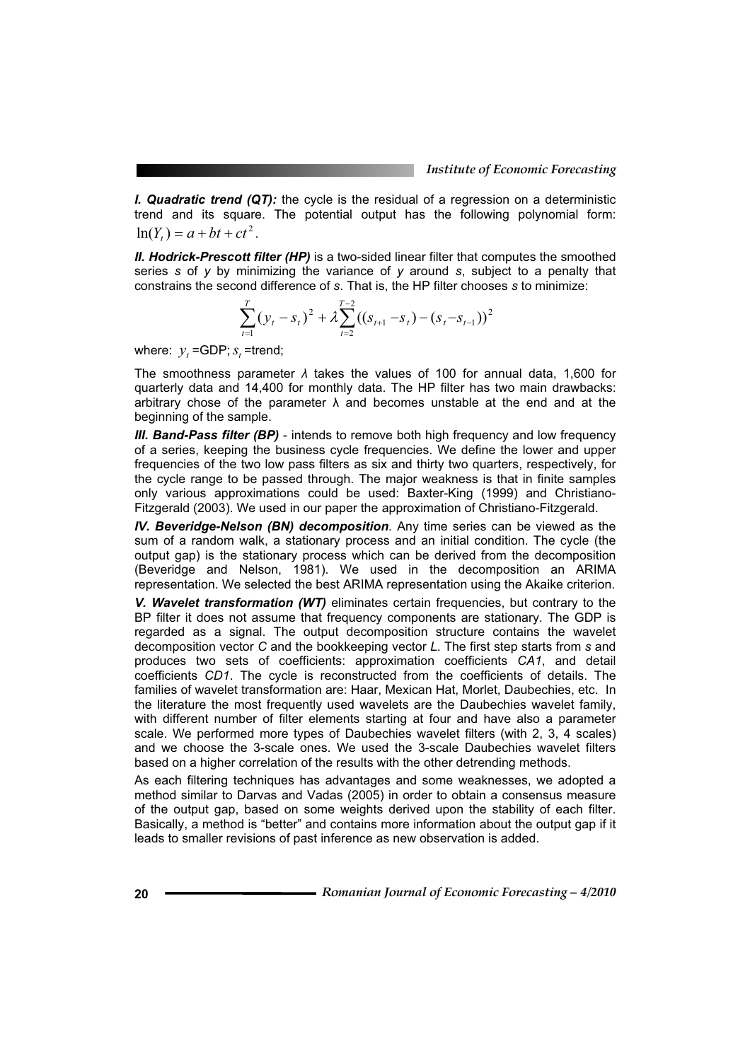***I. Quadratic trend (QT):*** the cycle is the residual of a regression on a deterministic trend and its square. The potential output has the following polynomial form: $\ln(Y_t) = a + bt + ct^2$.

***II. Hodrick-Prescott filter (HP)*** is a two-sided linear filter that computes the smoothed series *s* of *y* by minimizing the variance of *y* around *s*, subject to a penalty that constrains the second difference of *s*. That is, the HP filter chooses *s* to minimize:

$$\sum_{t=1}^{T}(y_t - s_t)^2 + \lambda \sum_{t=2}^{T-2}((s_{t+1} - s_t) - (s_t - s_{t-1}))^2$$

where: $y_t$ =GDP; $s_t$ =trend;

The smoothness parameter *λ* takes the values of 100 for annual data, 1,600 for quarterly data and 14,400 for monthly data. The HP filter has two main drawbacks: arbitrary chose of the parameter λ and becomes unstable at the end and at the beginning of the sample.

***III. Band-Pass filter (BP)*** - intends to remove both high frequency and low frequency of a series, keeping the business cycle frequencies. We define the lower and upper frequencies of the two low pass filters as six and thirty two quarters, respectively, for the cycle range to be passed through. The major weakness is that in finite samples only various approximations could be used: Baxter-King (1999) and Christiano-Fitzgerald (2003). We used in our paper the approximation of Christiano-Fitzgerald.

***IV. Beveridge-Nelson (BN) decomposition***. Any time series can be viewed as the sum of a random walk, a stationary process and an initial condition. The cycle (the output gap) is the stationary process which can be derived from the decomposition (Beveridge and Nelson, 1981). We used in the decomposition an ARIMA representation. We selected the best ARIMA representation using the Akaike criterion.

***V. Wavelet transformation (WT)*** eliminates certain frequencies, but contrary to the BP filter it does not assume that frequency components are stationary. The GDP is regarded as a signal. The output decomposition structure contains the wavelet decomposition vector *C* and the bookkeeping vector *L*. The first step starts from *s* and produces two sets of coefficients: approximation coefficients *CA1*, and detail coefficients *CD1*. The cycle is reconstructed from the coefficients of details. The families of wavelet transformation are: Haar, Mexican Hat, Morlet, Daubechies, etc. In the literature the most frequently used wavelets are the Daubechies wavelet family, with different number of filter elements starting at four and have also a parameter scale. We performed more types of Daubechies wavelet filters (with 2, 3, 4 scales) and we choose the 3-scale ones. We used the 3-scale Daubechies wavelet filters based on a higher correlation of the results with the other detrending methods.

As each filtering techniques has advantages and some weaknesses, we adopted a method similar to Darvas and Vadas (2005) in order to obtain a consensus measure of the output gap, based on some weights derived upon the stability of each filter. Basically, a method is "better" and contains more information about the output gap if it leads to smaller revisions of past inference as new observation is added.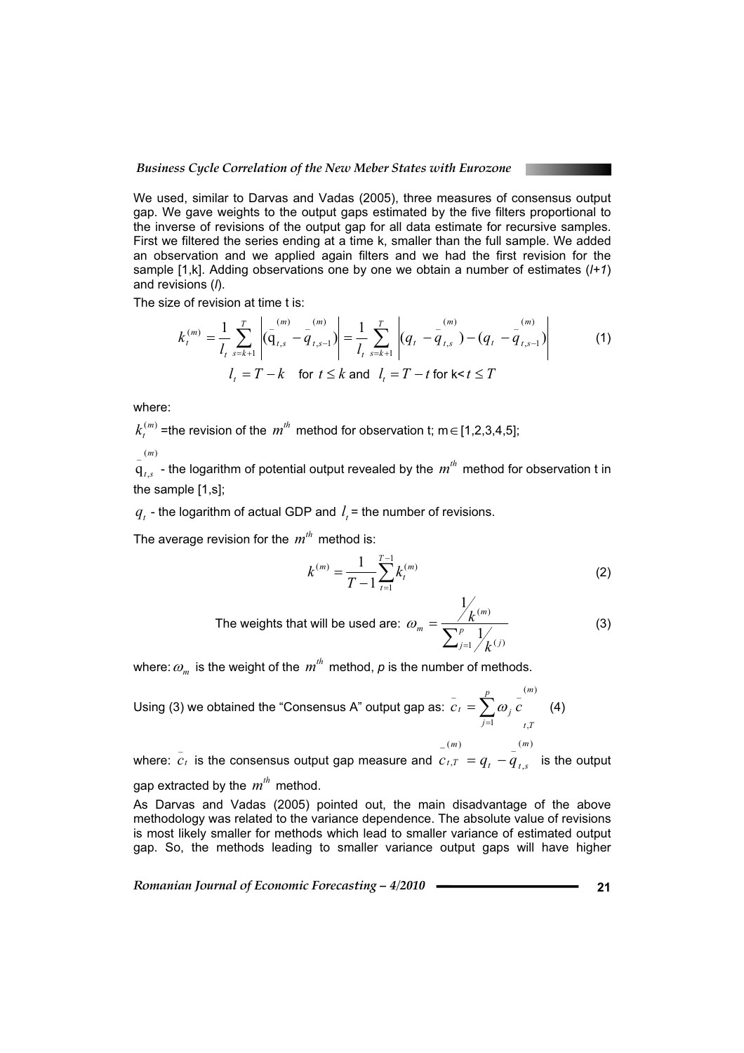We used, similar to Darvas and Vadas (2005), three measures of consensus output gap. We gave weights to the output gaps estimated by the five filters proportional to the inverse of revisions of the output gap for all data estimate for recursive samples. First we filtered the series ending at a time k, smaller than the full sample. We added an observation and we applied again filters and we had the first revision for the sample [1,k]. Adding observations one by one we obtain a number of estimates (*l+1*) and revisions (*l*).

The size of revision at time t is:

$$k_t^{(m)} = \frac{1}{l_t}\sum_{s=k+1}^{T}\left|(\bar{q}_{t,s}^{(m)} - \bar{q}_{t,s-1}^{(m)})\right| = \frac{1}{l_t}\sum_{s=k+1}^{T}\left|(q_t - \bar{q}_{t,s}^{(m)}) - (q_t - \bar{q}_{t,s-1}^{(m)})\right| \tag{1}$$

$$l_t = T - k \quad \text{for } t \le k \text{ and } \; l_t = T - t \text{ for } k < t \le T$$

where:

$k_t^{(m)}$ =the revision of the $m^{th}$ method for observation t; m$\in$[1,2,3,4,5];

$\bar{q}_{t,s}^{(m)}$ - the logarithm of potential output revealed by the $m^{th}$ method for observation t in the sample [1,s];

$q_t$ - the logarithm of actual GDP and $l_t$ = the number of revisions.

The average revision for the $m^{th}$ method is:

$$k^{(m)} = \frac{1}{T-1}\sum_{t=1}^{T-1} k_t^{(m)} \tag{2}$$

The weights that will be used are: $\omega_m = \dfrac{1/k^{(m)}}{\sum_{j=1}^{p} 1/k^{(j)}}$ (3)

where: $\omega_m$ is the weight of the $m^{th}$ method, *p* is the number of methods.

Using (3) we obtained the "Consensus A" output gap as: $\bar{c}_t = \sum_{j=1}^{p} \omega_j \bar{c}_{t,T}^{(m)}$ (4)

where: $\bar{c}_t$ is the consensus output gap measure and $\bar{c}_{t,T}^{(m)} = q_t - \bar{q}_{t,s}^{(m)}$ is the output gap extracted by the $m^{th}$ method.

As Darvas and Vadas (2005) pointed out, the main disadvantage of the above methodology was related to the variance dependence. The absolute value of revisions is most likely smaller for methods which lead to smaller variance of estimated output gap. So, the methods leading to smaller variance output gaps will have higher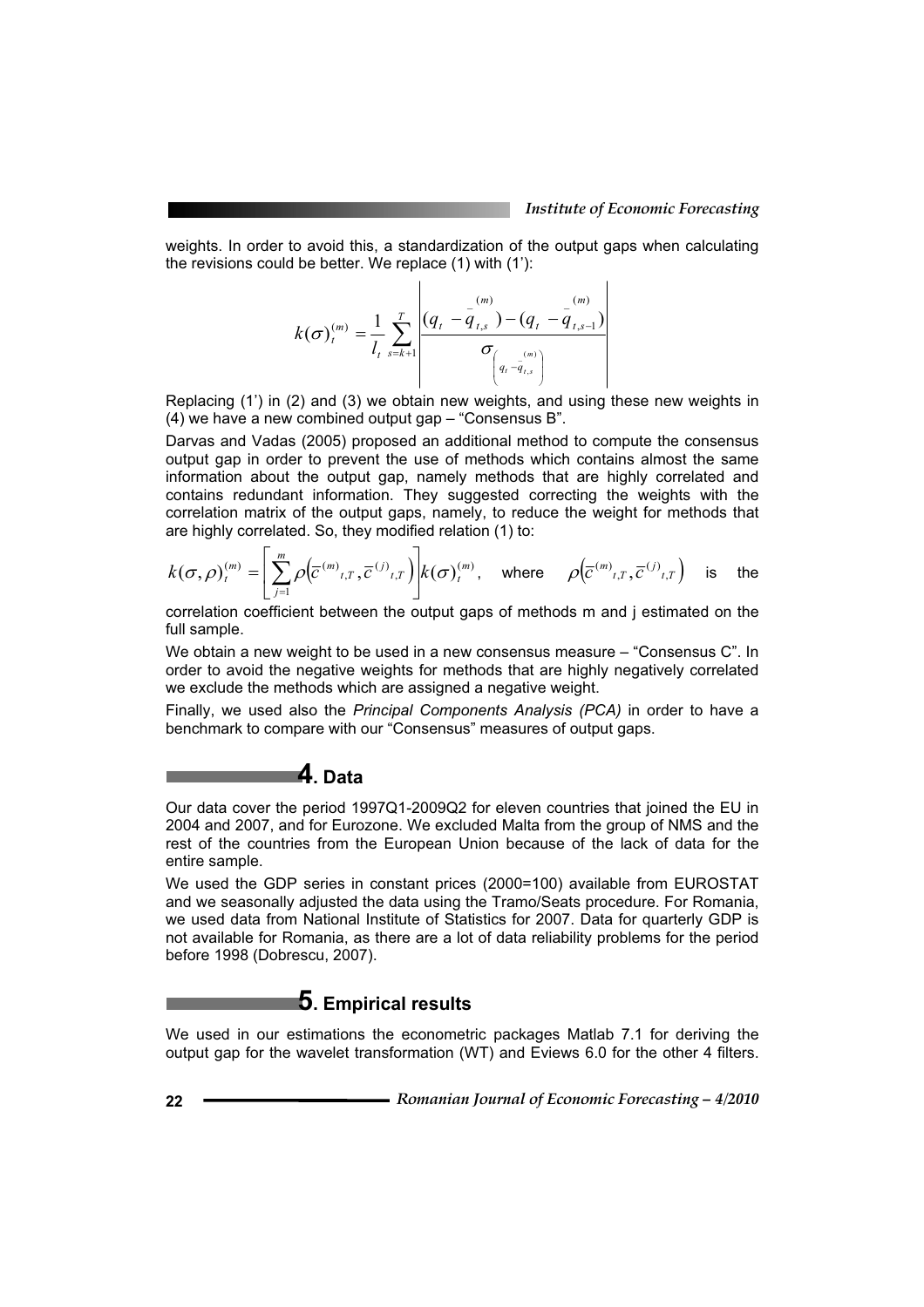weights. In order to avoid this, a standardization of the output gaps when calculating the revisions could be better. We replace (1) with (1'):

$$k(\sigma)_t^{(m)} = \frac{1}{l_t} \sum_{s=k+1}^{T} \left| \frac{(q_t - \bar{q}_{t,s}^{(m)}) - (q_t - \bar{q}_{t,s-1}^{(m)})}{\sigma_{\left(q_t - \bar{q}_{t,s}^{(m)}\right)}} \right|$$

Replacing (1') in (2) and (3) we obtain new weights, and using these new weights in (4) we have a new combined output gap – "Consensus B".

Darvas and Vadas (2005) proposed an additional method to compute the consensus output gap in order to prevent the use of methods which contains almost the same information about the output gap, namely methods that are highly correlated and contains redundant information. They suggested correcting the weights with the correlation matrix of the output gaps, namely, to reduce the weight for methods that are highly correlated. So, they modified relation (1) to:

$k(\sigma,\rho)_t^{(m)} = \left[ \sum_{j=1}^{m} \rho\left(\bar{c}^{(m)}{}_{t,T}, \bar{c}^{(j)}{}_{t,T}\right) \right] k(\sigma)_t^{(m)}$, where $\rho\left(\bar{c}^{(m)}{}_{t,T}, \bar{c}^{(j)}{}_{t,T}\right)$ is the correlation coefficient between the output gaps of methods m and j estimated on the full sample.

We obtain a new weight to be used in a new consensus measure – "Consensus C". In order to avoid the negative weights for methods that are highly negatively correlated we exclude the methods which are assigned a negative weight.

Finally, we used also the *Principal Components Analysis (PCA)* in order to have a benchmark to compare with our "Consensus" measures of output gaps.

## 4. Data

Our data cover the period 1997Q1-2009Q2 for eleven countries that joined the EU in 2004 and 2007, and for Eurozone. We excluded Malta from the group of NMS and the rest of the countries from the European Union because of the lack of data for the entire sample.

We used the GDP series in constant prices (2000=100) available from EUROSTAT and we seasonally adjusted the data using the Tramo/Seats procedure. For Romania, we used data from National Institute of Statistics for 2007. Data for quarterly GDP is not available for Romania, as there are a lot of data reliability problems for the period before 1998 (Dobrescu, 2007).

## 5. Empirical results

We used in our estimations the econometric packages Matlab 7.1 for deriving the output gap for the wavelet transformation (WT) and Eviews 6.0 for the other 4 filters.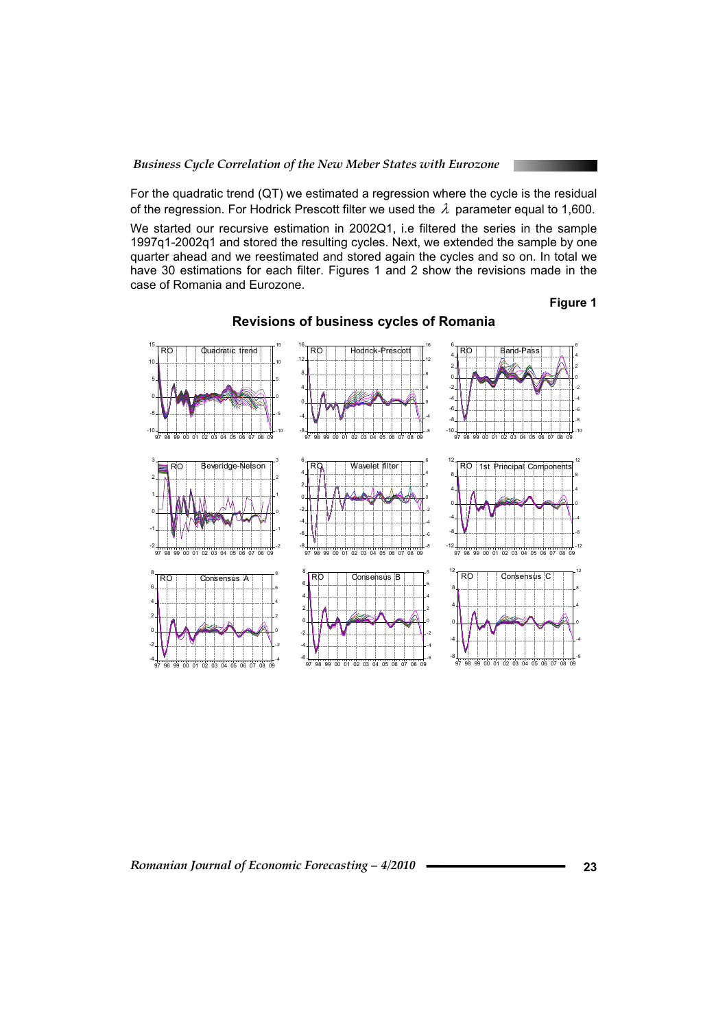For the quadratic trend (QT) we estimated a regression where the cycle is the residual of the regression. For Hodrick Prescott filter we used the $\lambda$ parameter equal to 1,600.

We started our recursive estimation in 2002Q1, i.e filtered the series in the sample 1997q1-2002q1 and stored the resulting cycles. Next, we extended the sample by one quarter ahead and we reestimated and stored again the cycles and so on. In total we have 30 estimations for each filter. Figures 1 and 2 show the revisions made in the case of Romania and Eurozone.

**Figure 1**

**Revisions of business cycles of Romania**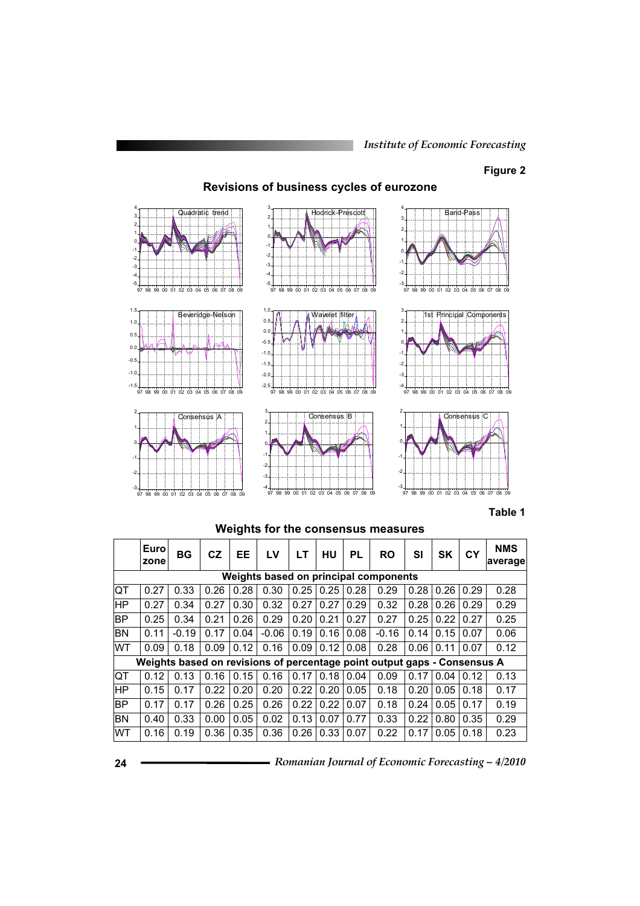**Figure 2**

**Revisions of business cycles of eurozone**

**Table 1**

**Weights for the consensus measures**

| | Euro zone | BG | CZ | EE | LV | LT | HU | PL | RO | SI | SK | CY | NMS average |
|---|---|---|---|---|---|---|---|---|---|---|---|---|---|
| **Weights based on principal components** | | | | | | | | | | | | | |
| QT | 0.27 | 0.33 | 0.26 | 0.28 | 0.30 | 0.25 | 0.25 | 0.28 | 0.29 | 0.28 | 0.26 | 0.29 | 0.28 |
| HP | 0.27 | 0.34 | 0.27 | 0.30 | 0.32 | 0.27 | 0.27 | 0.29 | 0.32 | 0.28 | 0.26 | 0.29 | 0.29 |
| BP | 0.25 | 0.34 | 0.21 | 0.26 | 0.29 | 0.20 | 0.21 | 0.27 | 0.27 | 0.25 | 0.22 | 0.27 | 0.25 |
| BN | 0.11 | -0.19 | 0.17 | 0.04 | -0.06 | 0.19 | 0.16 | 0.08 | -0.16 | 0.14 | 0.15 | 0.07 | 0.06 |
| WT | 0.09 | 0.18 | 0.09 | 0.12 | 0.16 | 0.09 | 0.12 | 0.08 | 0.28 | 0.06 | 0.11 | 0.07 | 0.12 |
| **Weights based on revisions of percentage point output gaps - Consensus A** | | | | | | | | | | | | | |
| QT | 0.12 | 0.13 | 0.16 | 0.15 | 0.16 | 0.17 | 0.18 | 0.04 | 0.09 | 0.17 | 0.04 | 0.12 | 0.13 |
| HP | 0.15 | 0.17 | 0.22 | 0.20 | 0.20 | 0.22 | 0.20 | 0.05 | 0.18 | 0.20 | 0.05 | 0.18 | 0.17 |
| BP | 0.17 | 0.17 | 0.26 | 0.25 | 0.26 | 0.22 | 0.22 | 0.07 | 0.18 | 0.24 | 0.05 | 0.17 | 0.19 |
| BN | 0.40 | 0.33 | 0.00 | 0.05 | 0.02 | 0.13 | 0.07 | 0.77 | 0.33 | 0.22 | 0.80 | 0.35 | 0.29 |
| WT | 0.16 | 0.19 | 0.36 | 0.35 | 0.36 | 0.26 | 0.33 | 0.07 | 0.22 | 0.17 | 0.05 | 0.18 | 0.23 |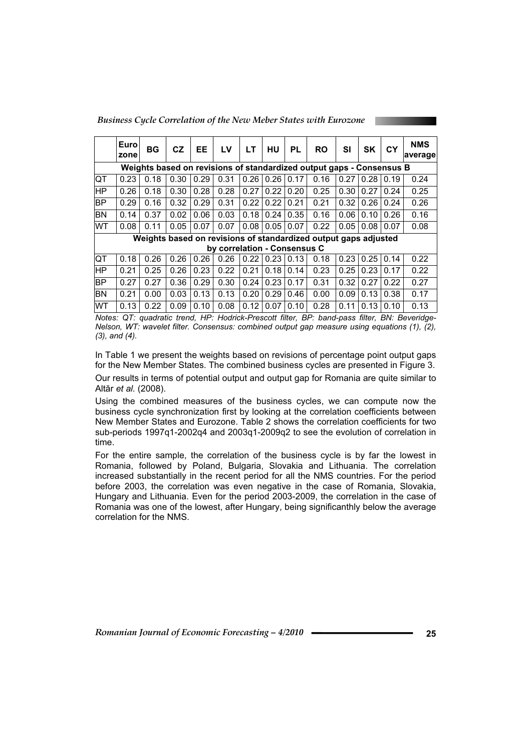| | Euro zone | BG | CZ | EE | LV | LT | HU | PL | RO | SI | SK | CY | NMS average |
|---|---|---|---|---|---|---|---|---|---|---|---|---|---|
| **Weights based on revisions of standardized output gaps - Consensus B** | | | | | | | | | | | | | |
| QT | 0.23 | 0.18 | 0.30 | 0.29 | 0.31 | 0.26 | 0.26 | 0.17 | 0.16 | 0.27 | 0.28 | 0.19 | 0.24 |
| HP | 0.26 | 0.18 | 0.30 | 0.28 | 0.28 | 0.27 | 0.22 | 0.20 | 0.25 | 0.30 | 0.27 | 0.24 | 0.25 |
| BP | 0.29 | 0.16 | 0.32 | 0.29 | 0.31 | 0.22 | 0.22 | 0.21 | 0.21 | 0.32 | 0.26 | 0.24 | 0.26 |
| BN | 0.14 | 0.37 | 0.02 | 0.06 | 0.03 | 0.18 | 0.24 | 0.35 | 0.16 | 0.06 | 0.10 | 0.26 | 0.16 |
| WT | 0.08 | 0.11 | 0.05 | 0.07 | 0.07 | 0.08 | 0.05 | 0.07 | 0.22 | 0.05 | 0.08 | 0.07 | 0.08 |
| **Weights based on revisions of standardized output gaps adjusted by correlation - Consensus C** | | | | | | | | | | | | | |
| QT | 0.18 | 0.26 | 0.26 | 0.26 | 0.26 | 0.22 | 0.23 | 0.13 | 0.18 | 0.23 | 0.25 | 0.14 | 0.22 |
| HP | 0.21 | 0.25 | 0.26 | 0.23 | 0.22 | 0.21 | 0.18 | 0.14 | 0.23 | 0.25 | 0.23 | 0.17 | 0.22 |
| BP | 0.27 | 0.27 | 0.36 | 0.29 | 0.30 | 0.24 | 0.23 | 0.17 | 0.31 | 0.32 | 0.27 | 0.22 | 0.27 |
| BN | 0.21 | 0.00 | 0.03 | 0.13 | 0.13 | 0.20 | 0.29 | 0.46 | 0.00 | 0.09 | 0.13 | 0.38 | 0.17 |
| WT | 0.13 | 0.22 | 0.09 | 0.10 | 0.08 | 0.12 | 0.07 | 0.10 | 0.28 | 0.11 | 0.13 | 0.10 | 0.13 |

*Notes: QT: quadratic trend, HP: Hodrick-Prescott filter, BP: band-pass filter, BN: Beveridge-Nelson, WT: wavelet filter. Consensus: combined output gap measure using equations (1), (2), (3), and (4).*

In Table 1 we present the weights based on revisions of percentage point output gaps for the New Member States. The combined business cycles are presented in Figure 3.

Our results in terms of potential output and output gap for Romania are quite similar to Altăr *et al.* (2008).

Using the combined measures of the business cycles, we can compute now the business cycle synchronization first by looking at the correlation coefficients between New Member States and Eurozone. Table 2 shows the correlation coefficients for two sub-periods 1997q1-2002q4 and 2003q1-2009q2 to see the evolution of correlation in time.

For the entire sample, the correlation of the business cycle is by far the lowest in Romania, followed by Poland, Bulgaria, Slovakia and Lithuania. The correlation increased substantially in the recent period for all the NMS countries. For the period before 2003, the correlation was even negative in the case of Romania, Slovakia, Hungary and Lithuania. Even for the period 2003-2009, the correlation in the case of Romania was one of the lowest, after Hungary, being significanthly below the average correlation for the NMS.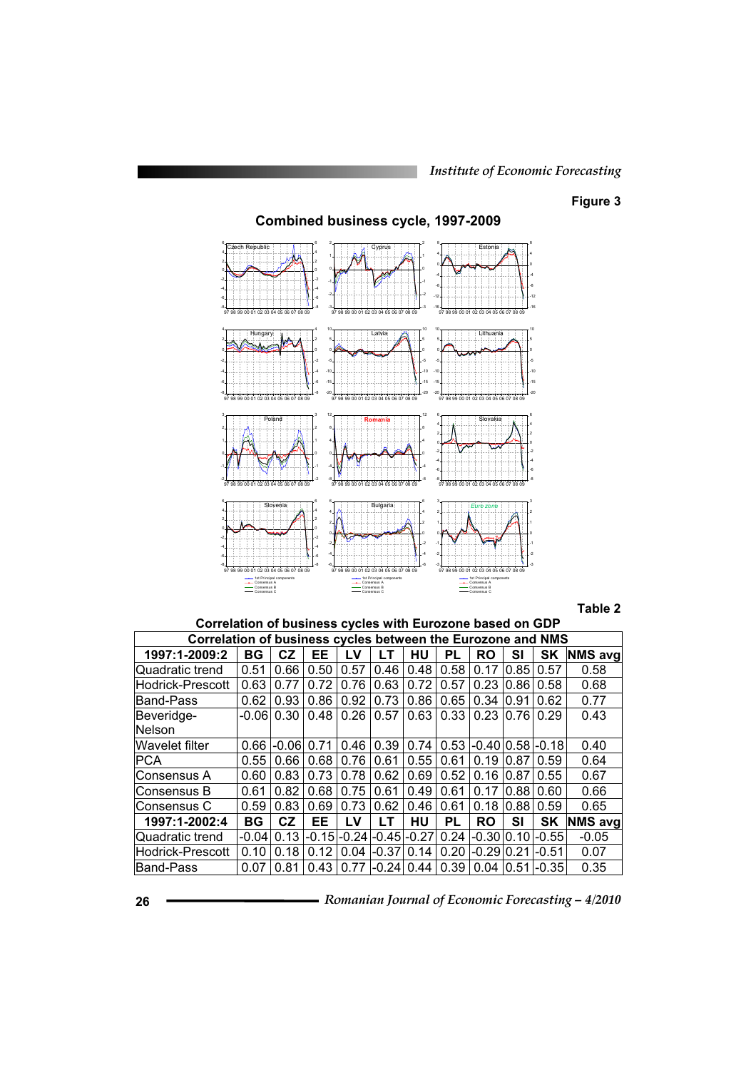Figure 3

**Combined business cycle, 1997-2009**

Table 2

**Correlation of business cycles with Eurozone based on GDP**

| Correlation of business cycles between the Eurozone and NMS | | | | | | | | | | | |
|---|---|---|---|---|---|---|---|---|---|---|---|
| **1997:1-2009:2** | **BG** | **CZ** | **EE** | **LV** | **LT** | **HU** | **PL** | **RO** | **SI** | **SK** | **NMS avg** |
| Quadratic trend | 0.51 | 0.66 | 0.50 | 0.57 | 0.46 | 0.48 | 0.58 | 0.17 | 0.85 | 0.57 | 0.58 |
| Hodrick-Prescott | 0.63 | 0.77 | 0.72 | 0.76 | 0.63 | 0.72 | 0.57 | 0.23 | 0.86 | 0.58 | 0.68 |
| Band-Pass | 0.62 | 0.93 | 0.86 | 0.92 | 0.73 | 0.86 | 0.65 | 0.34 | 0.91 | 0.62 | 0.77 |
| Beveridge-Nelson | -0.06 | 0.30 | 0.48 | 0.26 | 0.57 | 0.63 | 0.33 | 0.23 | 0.76 | 0.29 | 0.43 |
| Wavelet filter | 0.66 | -0.06 | 0.71 | 0.46 | 0.39 | 0.74 | 0.53 | -0.40 | 0.58 | -0.18 | 0.40 |
| PCA | 0.55 | 0.66 | 0.68 | 0.76 | 0.61 | 0.55 | 0.61 | 0.19 | 0.87 | 0.59 | 0.64 |
| Consensus A | 0.60 | 0.83 | 0.73 | 0.78 | 0.62 | 0.69 | 0.52 | 0.16 | 0.87 | 0.55 | 0.67 |
| Consensus B | 0.61 | 0.82 | 0.68 | 0.75 | 0.61 | 0.49 | 0.61 | 0.17 | 0.88 | 0.60 | 0.66 |
| Consensus C | 0.59 | 0.83 | 0.69 | 0.73 | 0.62 | 0.46 | 0.61 | 0.18 | 0.88 | 0.59 | 0.65 |
| **1997:1-2002:4** | **BG** | **CZ** | **EE** | **LV** | **LT** | **HU** | **PL** | **RO** | **SI** | **SK** | **NMS avg** |
| Quadratic trend | -0.04 | 0.13 | -0.15 | -0.24 | -0.45 | -0.27 | 0.24 | -0.30 | 0.10 | -0.55 | -0.05 |
| Hodrick-Prescott | 0.10 | 0.18 | 0.12 | 0.04 | -0.37 | 0.14 | 0.20 | -0.29 | 0.21 | -0.51 | 0.07 |
| Band-Pass | 0.07 | 0.81 | 0.43 | 0.77 | -0.24 | 0.44 | 0.39 | 0.04 | 0.51 | -0.35 | 0.35 |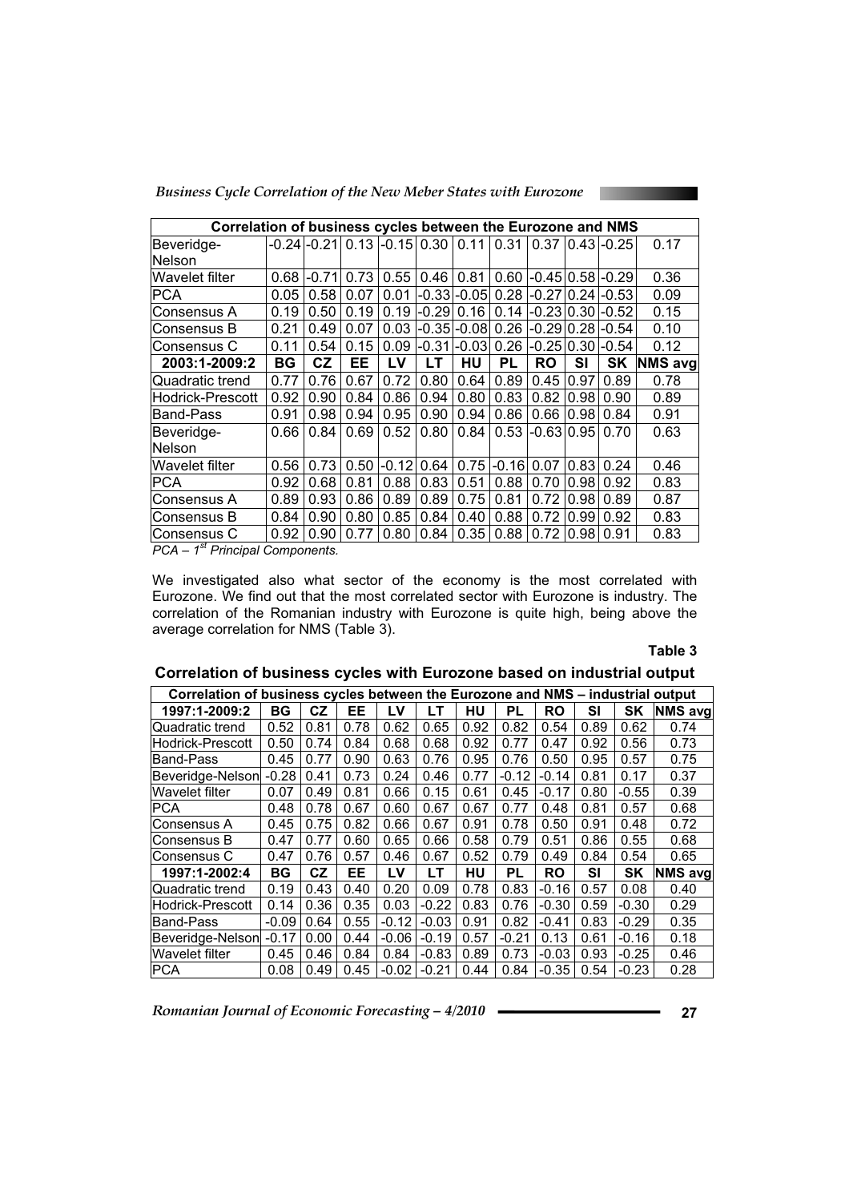| Correlation of business cycles between the Eurozone and NMS | | | | | | | | | | | |
|---|---|---|---|---|---|---|---|---|---|---|---|
| Beveridge-Nelson | -0.24 | -0.21 | 0.13 | -0.15 | 0.30 | 0.11 | 0.31 | 0.37 | 0.43 | -0.25 | 0.17 |
| Wavelet filter | 0.68 | -0.71 | 0.73 | 0.55 | 0.46 | 0.81 | 0.60 | -0.45 | 0.58 | -0.29 | 0.36 |
| PCA | 0.05 | 0.58 | 0.07 | 0.01 | -0.33 | -0.05 | 0.28 | -0.27 | 0.24 | -0.53 | 0.09 |
| Consensus A | 0.19 | 0.50 | 0.19 | 0.19 | -0.29 | 0.16 | 0.14 | -0.23 | 0.30 | -0.52 | 0.15 |
| Consensus B | 0.21 | 0.49 | 0.07 | 0.03 | -0.35 | -0.08 | 0.26 | -0.29 | 0.28 | -0.54 | 0.10 |
| Consensus C | 0.11 | 0.54 | 0.15 | 0.09 | -0.31 | -0.03 | 0.26 | -0.25 | 0.30 | -0.54 | 0.12 |
| **2003:1-2009:2** | **BG** | **CZ** | **EE** | **LV** | **LT** | **HU** | **PL** | **RO** | **SI** | **SK** | **NMS avg** |
| Quadratic trend | 0.77 | 0.76 | 0.67 | 0.72 | 0.80 | 0.64 | 0.89 | 0.45 | 0.97 | 0.89 | 0.78 |
| Hodrick-Prescott | 0.92 | 0.90 | 0.84 | 0.86 | 0.94 | 0.80 | 0.83 | 0.82 | 0.98 | 0.90 | 0.89 |
| Band-Pass | 0.91 | 0.98 | 0.94 | 0.95 | 0.90 | 0.94 | 0.86 | 0.66 | 0.98 | 0.84 | 0.91 |
| Beveridge-Nelson | 0.66 | 0.84 | 0.69 | 0.52 | 0.80 | 0.84 | 0.53 | -0.63 | 0.95 | 0.70 | 0.63 |
| Wavelet filter | 0.56 | 0.73 | 0.50 | -0.12 | 0.64 | 0.75 | -0.16 | 0.07 | 0.83 | 0.24 | 0.46 |
| PCA | 0.92 | 0.68 | 0.81 | 0.88 | 0.83 | 0.51 | 0.88 | 0.70 | 0.98 | 0.92 | 0.83 |
| Consensus A | 0.89 | 0.93 | 0.86 | 0.89 | 0.89 | 0.75 | 0.81 | 0.72 | 0.98 | 0.89 | 0.87 |
| Consensus B | 0.84 | 0.90 | 0.80 | 0.85 | 0.84 | 0.40 | 0.88 | 0.72 | 0.99 | 0.92 | 0.83 |
| Consensus C | 0.92 | 0.90 | 0.77 | 0.80 | 0.84 | 0.35 | 0.88 | 0.72 | 0.98 | 0.91 | 0.83 |

*PCA – 1st Principal Components.*

We investigated also what sector of the economy is the most correlated with Eurozone. We find out that the most correlated sector with Eurozone is industry. The correlation of the Romanian industry with Eurozone is quite high, being above the average correlation for NMS (Table 3).

**Table 3**

**Correlation of business cycles with Eurozone based on industrial output**

| Correlation of business cycles between the Eurozone and NMS – industrial output | | | | | | | | | | | |
|---|---|---|---|---|---|---|---|---|---|---|---|
| **1997:1-2009:2** | **BG** | **CZ** | **EE** | **LV** | **LT** | **HU** | **PL** | **RO** | **SI** | **SK** | **NMS avg** |
| Quadratic trend | 0.52 | 0.81 | 0.78 | 0.62 | 0.65 | 0.92 | 0.82 | 0.54 | 0.89 | 0.62 | 0.74 |
| Hodrick-Prescott | 0.50 | 0.74 | 0.84 | 0.68 | 0.68 | 0.92 | 0.77 | 0.47 | 0.92 | 0.56 | 0.73 |
| Band-Pass | 0.45 | 0.77 | 0.90 | 0.63 | 0.76 | 0.95 | 0.76 | 0.50 | 0.95 | 0.57 | 0.75 |
| Beveridge-Nelson | -0.28 | 0.41 | 0.73 | 0.24 | 0.46 | 0.77 | -0.12 | -0.14 | 0.81 | 0.17 | 0.37 |
| Wavelet filter | 0.07 | 0.49 | 0.81 | 0.66 | 0.15 | 0.61 | 0.45 | -0.17 | 0.80 | -0.55 | 0.39 |
| PCA | 0.48 | 0.78 | 0.67 | 0.60 | 0.67 | 0.67 | 0.77 | 0.48 | 0.81 | 0.57 | 0.68 |
| Consensus A | 0.45 | 0.75 | 0.82 | 0.66 | 0.67 | 0.91 | 0.78 | 0.50 | 0.91 | 0.48 | 0.72 |
| Consensus B | 0.47 | 0.77 | 0.60 | 0.65 | 0.66 | 0.58 | 0.79 | 0.51 | 0.86 | 0.55 | 0.68 |
| Consensus C | 0.47 | 0.76 | 0.57 | 0.46 | 0.67 | 0.52 | 0.79 | 0.49 | 0.84 | 0.54 | 0.65 |
| **1997:1-2002:4** | **BG** | **CZ** | **EE** | **LV** | **LT** | **HU** | **PL** | **RO** | **SI** | **SK** | **NMS avg** |
| Quadratic trend | 0.19 | 0.43 | 0.40 | 0.20 | 0.09 | 0.78 | 0.83 | -0.16 | 0.57 | 0.08 | 0.40 |
| Hodrick-Prescott | 0.14 | 0.36 | 0.35 | 0.03 | -0.22 | 0.83 | 0.76 | -0.30 | 0.59 | -0.30 | 0.29 |
| Band-Pass | -0.09 | 0.64 | 0.55 | -0.12 | -0.03 | 0.91 | 0.82 | -0.41 | 0.83 | -0.29 | 0.35 |
| Beveridge-Nelson | -0.17 | 0.00 | 0.44 | -0.06 | -0.19 | 0.57 | -0.21 | 0.13 | 0.61 | -0.16 | 0.18 |
| Wavelet filter | 0.45 | 0.46 | 0.84 | 0.84 | -0.83 | 0.89 | 0.73 | -0.03 | 0.93 | -0.25 | 0.46 |
| PCA | 0.08 | 0.49 | 0.45 | -0.02 | -0.21 | 0.44 | 0.84 | -0.35 | 0.54 | -0.23 | 0.28 |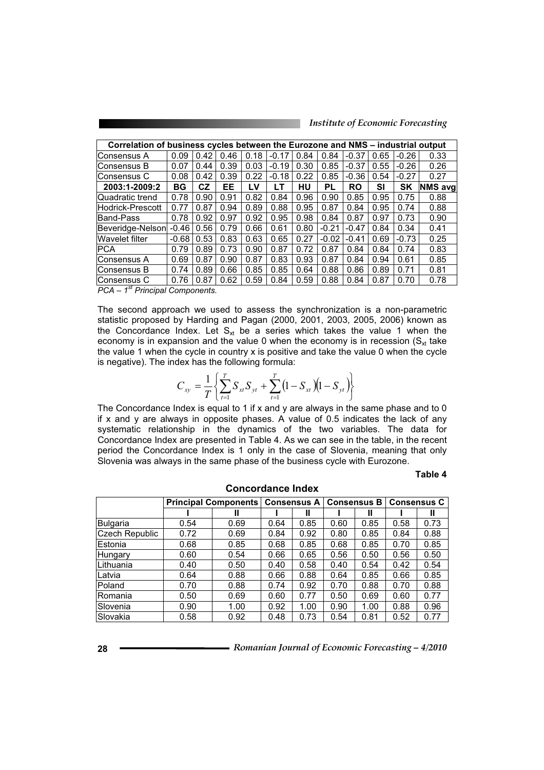| Correlation of business cycles between the Eurozone and NMS – industrial output | | | | | | | | | | | |
|---|---|---|---|---|---|---|---|---|---|---|---|
| Consensus A | 0.09 | 0.42 | 0.46 | 0.18 | -0.17 | 0.84 | 0.84 | -0.37 | 0.65 | -0.26 | 0.33 |
| Consensus B | 0.07 | 0.44 | 0.39 | 0.03 | -0.19 | 0.30 | 0.85 | -0.37 | 0.55 | -0.26 | 0.26 |
| Consensus C | 0.08 | 0.42 | 0.39 | 0.22 | -0.18 | 0.22 | 0.85 | -0.36 | 0.54 | -0.27 | 0.27 |
| **2003:1-2009:2** | **BG** | **CZ** | **EE** | **LV** | **LT** | **HU** | **PL** | **RO** | **SI** | **SK** | **NMS avg** |
| Quadratic trend | 0.78 | 0.90 | 0.91 | 0.82 | 0.84 | 0.96 | 0.90 | 0.85 | 0.95 | 0.75 | 0.88 |
| Hodrick-Prescott | 0.77 | 0.87 | 0.94 | 0.89 | 0.88 | 0.95 | 0.87 | 0.84 | 0.95 | 0.74 | 0.88 |
| Band-Pass | 0.78 | 0.92 | 0.97 | 0.92 | 0.95 | 0.98 | 0.84 | 0.87 | 0.97 | 0.73 | 0.90 |
| Beveridge-Nelson | -0.46 | 0.56 | 0.79 | 0.66 | 0.61 | 0.80 | -0.21 | -0.47 | 0.84 | 0.34 | 0.41 |
| Wavelet filter | -0.68 | 0.53 | 0.83 | 0.63 | 0.65 | 0.27 | -0.02 | -0.41 | 0.69 | -0.73 | 0.25 |
| PCA | 0.79 | 0.89 | 0.73 | 0.90 | 0.87 | 0.72 | 0.87 | 0.84 | 0.84 | 0.74 | 0.83 |
| Consensus A | 0.69 | 0.87 | 0.90 | 0.87 | 0.83 | 0.93 | 0.87 | 0.84 | 0.94 | 0.61 | 0.85 |
| Consensus B | 0.74 | 0.89 | 0.66 | 0.85 | 0.85 | 0.64 | 0.88 | 0.86 | 0.89 | 0.71 | 0.81 |
| Consensus C | 0.76 | 0.87 | 0.62 | 0.59 | 0.84 | 0.59 | 0.88 | 0.84 | 0.87 | 0.70 | 0.78 |

*PCA – 1st Principal Components.*

The second approach we used to assess the synchronization is a non-parametric statistic proposed by Harding and Pagan (2000, 2001, 2003, 2005, 2006) known as the Concordance Index. Let $S_{xt}$ be a series which takes the value 1 when the economy is in expansion and the value 0 when the economy is in recession ($S_{xt}$ take the value 1 when the cycle in country x is positive and take the value 0 when the cycle is negative). The index has the following formula:

$$C_{xy} = \frac{1}{T}\left\{\sum_{t=1}^{T} S_{xt}S_{yt} + \sum_{t=1}^{T}(1-S_{xt})(1-S_{yt})\right\}$$

The Concordance Index is equal to 1 if x and y are always in the same phase and to 0 if x and y are always in opposite phases. A value of 0.5 indicates the lack of any systematic relationship in the dynamics of the two variables. The data for Concordance Index are presented in Table 4. As we can see in the table, in the recent period the Concordance Index is 1 only in the case of Slovenia, meaning that only Slovenia was always in the same phase of the business cycle with Eurozone.

**Table 4**

**Concordance Index**

| | Principal Components | | Consensus A | | Consensus B | | Consensus C | |
|---|---|---|---|---|---|---|---|---|
| | I | II | I | II | I | II | I | II |
| Bulgaria | 0.54 | 0.69 | 0.64 | 0.85 | 0.60 | 0.85 | 0.58 | 0.73 |
| Czech Republic | 0.72 | 0.69 | 0.84 | 0.92 | 0.80 | 0.85 | 0.84 | 0.88 |
| Estonia | 0.68 | 0.85 | 0.68 | 0.85 | 0.68 | 0.85 | 0.70 | 0.85 |
| Hungary | 0.60 | 0.54 | 0.66 | 0.65 | 0.56 | 0.50 | 0.56 | 0.50 |
| Lithuania | 0.40 | 0.50 | 0.40 | 0.58 | 0.40 | 0.54 | 0.42 | 0.54 |
| Latvia | 0.64 | 0.88 | 0.66 | 0.88 | 0.64 | 0.85 | 0.66 | 0.85 |
| Poland | 0.70 | 0.88 | 0.74 | 0.92 | 0.70 | 0.88 | 0.70 | 0.88 |
| Romania | 0.50 | 0.69 | 0.60 | 0.77 | 0.50 | 0.69 | 0.60 | 0.77 |
| Slovenia | 0.90 | 1.00 | 0.92 | 1.00 | 0.90 | 1.00 | 0.88 | 0.96 |
| Slovakia | 0.58 | 0.92 | 0.48 | 0.73 | 0.54 | 0.81 | 0.52 | 0.77 |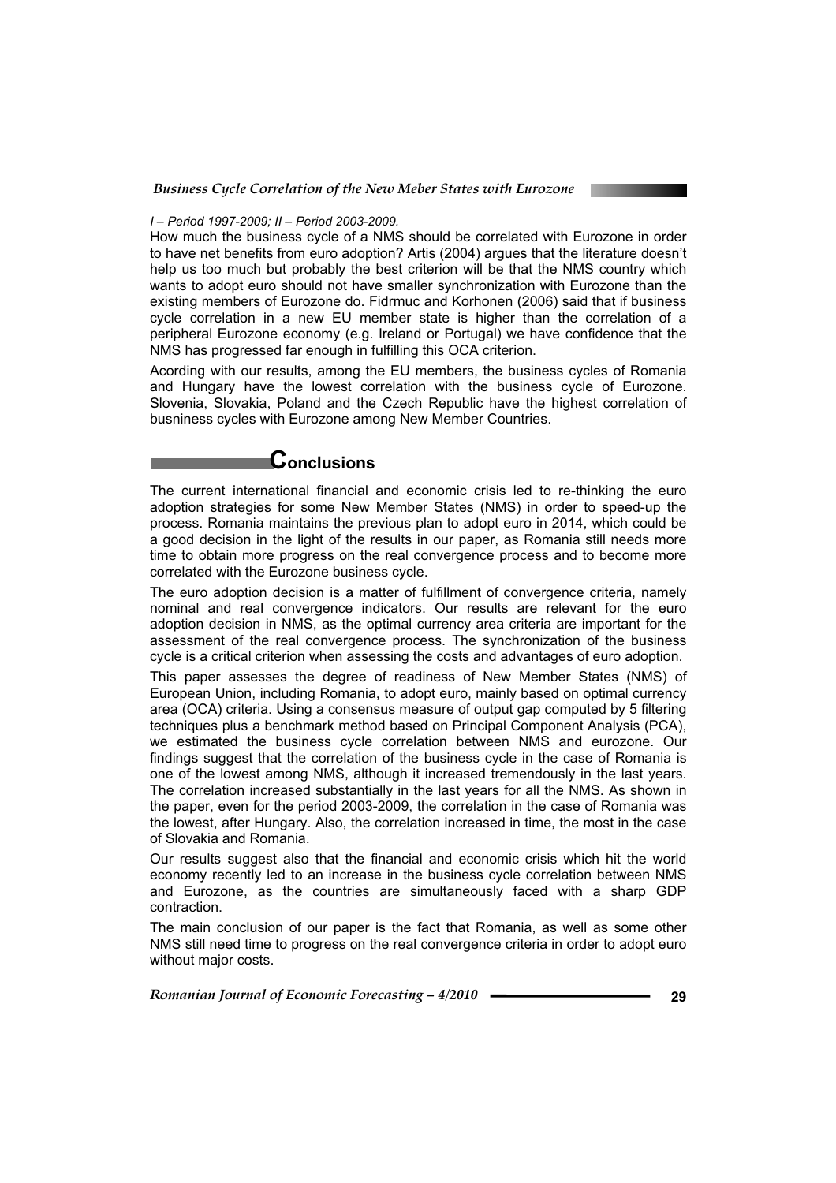*I – Period 1997-2009; II – Period 2003-2009.*

How much the business cycle of a NMS should be correlated with Eurozone in order to have net benefits from euro adoption? Artis (2004) argues that the literature doesn't help us too much but probably the best criterion will be that the NMS country which wants to adopt euro should not have smaller synchronization with Eurozone than the existing members of Eurozone do. Fidrmuc and Korhonen (2006) said that if business cycle correlation in a new EU member state is higher than the correlation of a peripheral Eurozone economy (e.g. Ireland or Portugal) we have confidence that the NMS has progressed far enough in fulfilling this OCA criterion.

Acording with our results, among the EU members, the business cycles of Romania and Hungary have the lowest correlation with the business cycle of Eurozone. Slovenia, Slovakia, Poland and the Czech Republic have the highest correlation of busniness cycles with Eurozone among New Member Countries.

## Conclusions

The current international financial and economic crisis led to re-thinking the euro adoption strategies for some New Member States (NMS) in order to speed-up the process. Romania maintains the previous plan to adopt euro in 2014, which could be a good decision in the light of the results in our paper, as Romania still needs more time to obtain more progress on the real convergence process and to become more correlated with the Eurozone business cycle.

The euro adoption decision is a matter of fulfillment of convergence criteria, namely nominal and real convergence indicators. Our results are relevant for the euro adoption decision in NMS, as the optimal currency area criteria are important for the assessment of the real convergence process. The synchronization of the business cycle is a critical criterion when assessing the costs and advantages of euro adoption.

This paper assesses the degree of readiness of New Member States (NMS) of European Union, including Romania, to adopt euro, mainly based on optimal currency area (OCA) criteria. Using a consensus measure of output gap computed by 5 filtering techniques plus a benchmark method based on Principal Component Analysis (PCA), we estimated the business cycle correlation between NMS and eurozone. Our findings suggest that the correlation of the business cycle in the case of Romania is one of the lowest among NMS, although it increased tremendously in the last years. The correlation increased substantially in the last years for all the NMS. As shown in the paper, even for the period 2003-2009, the correlation in the case of Romania was the lowest, after Hungary. Also, the correlation increased in time, the most in the case of Slovakia and Romania.

Our results suggest also that the financial and economic crisis which hit the world economy recently led to an increase in the business cycle correlation between NMS and Eurozone, as the countries are simultaneously faced with a sharp GDP contraction.

The main conclusion of our paper is the fact that Romania, as well as some other NMS still need time to progress on the real convergence criteria in order to adopt euro without major costs.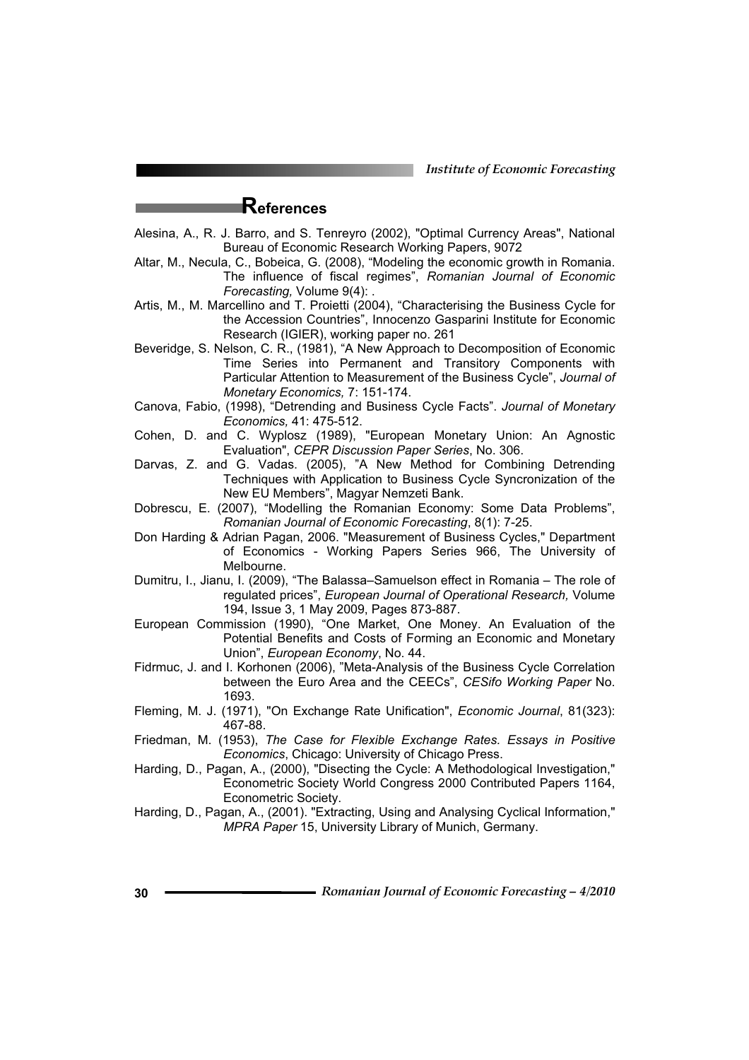## References

Alesina, A., R. J. Barro, and S. Tenreyro (2002), "Optimal Currency Areas", National Bureau of Economic Research Working Papers, 9072

Altar, M., Necula, C., Bobeica, G. (2008), "Modeling the economic growth in Romania. The influence of fiscal regimes", *Romanian Journal of Economic Forecasting,* Volume 9(4): .

Artis, M., M. Marcellino and T. Proietti (2004), "Characterising the Business Cycle for the Accession Countries", Innocenzo Gasparini Institute for Economic Research (IGIER), working paper no. 261

Beveridge, S. Nelson, C. R., (1981), "A New Approach to Decomposition of Economic Time Series into Permanent and Transitory Components with Particular Attention to Measurement of the Business Cycle", *Journal of Monetary Economics,* 7: 151-174.

Canova, Fabio, (1998), "Detrending and Business Cycle Facts". *Journal of Monetary Economics,* 41: 475-512.

Cohen, D. and C. Wyplosz (1989), "European Monetary Union: An Agnostic Evaluation", *CEPR Discussion Paper Series*, No. 306.

Darvas, Z. and G. Vadas. (2005), "A New Method for Combining Detrending Techniques with Application to Business Cycle Syncronization of the New EU Members", Magyar Nemzeti Bank.

Dobrescu, E. (2007), "Modelling the Romanian Economy: Some Data Problems", *Romanian Journal of Economic Forecasting*, 8(1): 7-25.

Don Harding & Adrian Pagan, 2006. "Measurement of Business Cycles," Department of Economics - Working Papers Series 966, The University of Melbourne.

Dumitru, I., Jianu, I. (2009), "The Balassa–Samuelson effect in Romania – The role of regulated prices", *European Journal of Operational Research,* Volume 194, Issue 3, 1 May 2009, Pages 873-887.

European Commission (1990), "One Market, One Money. An Evaluation of the Potential Benefits and Costs of Forming an Economic and Monetary Union", *European Economy*, No. 44.

Fidrmuc, J. and I. Korhonen (2006), "Meta-Analysis of the Business Cycle Correlation between the Euro Area and the CEECs", *CESifo Working Paper* No. 1693.

Fleming, M. J. (1971), "On Exchange Rate Unification", *Economic Journal*, 81(323): 467-88.

Friedman, M. (1953), *The Case for Flexible Exchange Rates. Essays in Positive Economics*, Chicago: University of Chicago Press.

Harding, D., Pagan, A., (2000), "Disecting the Cycle: A Methodological Investigation," Econometric Society World Congress 2000 Contributed Papers 1164, Econometric Society.

Harding, D., Pagan, A., (2001). "Extracting, Using and Analysing Cyclical Information," *MPRA Paper* 15, University Library of Munich, Germany.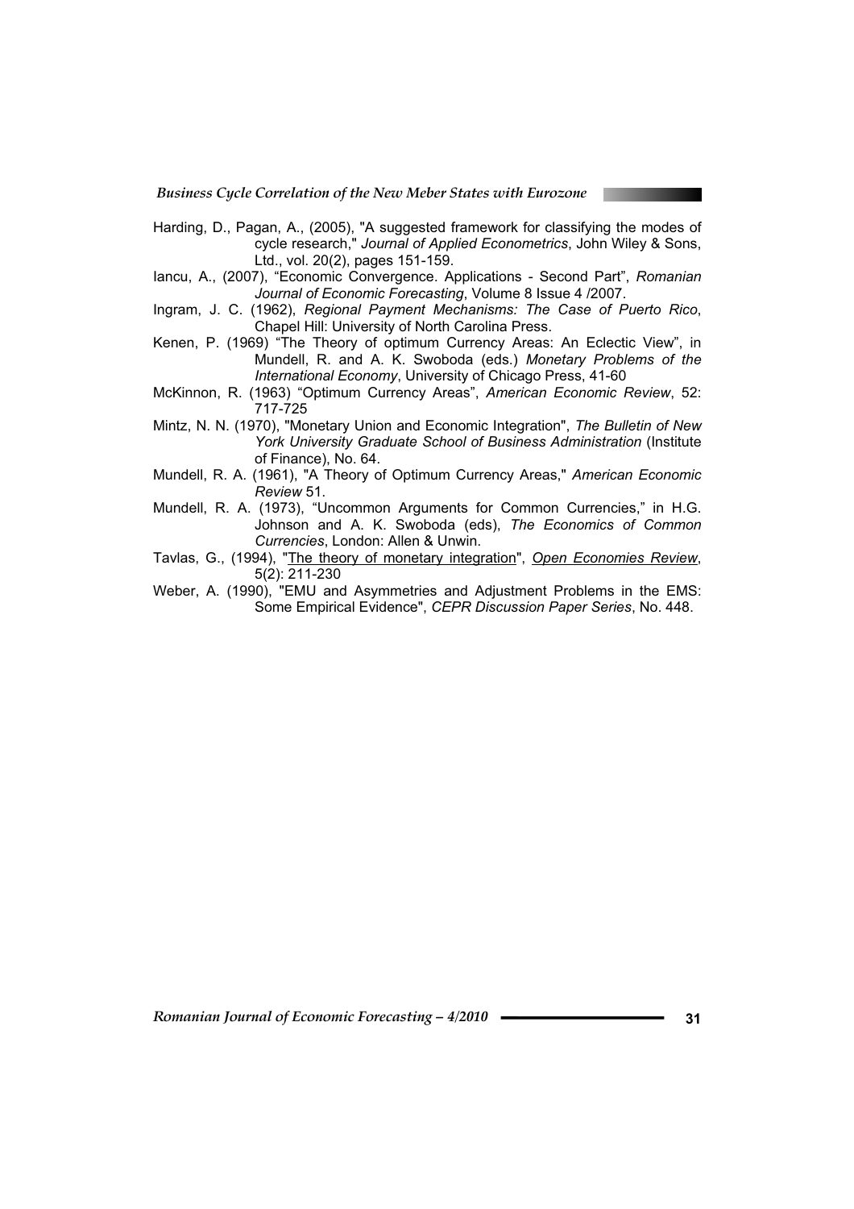Harding, D., Pagan, A., (2005), "A suggested framework for classifying the modes of cycle research," *Journal of Applied Econometrics*, John Wiley & Sons, Ltd., vol. 20(2), pages 151-159.

Iancu, A., (2007), "Economic Convergence. Applications - Second Part", *Romanian Journal of Economic Forecasting*, Volume 8 Issue 4 /2007.

Ingram, J. C. (1962), *Regional Payment Mechanisms: The Case of Puerto Rico*, Chapel Hill: University of North Carolina Press.

Kenen, P. (1969) "The Theory of optimum Currency Areas: An Eclectic View", in Mundell, R. and A. K. Swoboda (eds.) *Monetary Problems of the International Economy*, University of Chicago Press, 41-60

McKinnon, R. (1963) "Optimum Currency Areas", *American Economic Review*, 52: 717-725

Mintz, N. N. (1970), "Monetary Union and Economic Integration", *The Bulletin of New York University Graduate School of Business Administration* (Institute of Finance), No. 64.

Mundell, R. A. (1961), "A Theory of Optimum Currency Areas," *American Economic Review* 51.

Mundell, R. A. (1973), "Uncommon Arguments for Common Currencies," in H.G. Johnson and A. K. Swoboda (eds), *The Economics of Common Currencies*, London: Allen & Unwin.

Tavlas, G., (1994), "The theory of monetary integration", *Open Economies Review*, 5(2): 211-230

Weber, A. (1990), "EMU and Asymmetries and Adjustment Problems in the EMS: Some Empirical Evidence", *CEPR Discussion Paper Series*, No. 448.